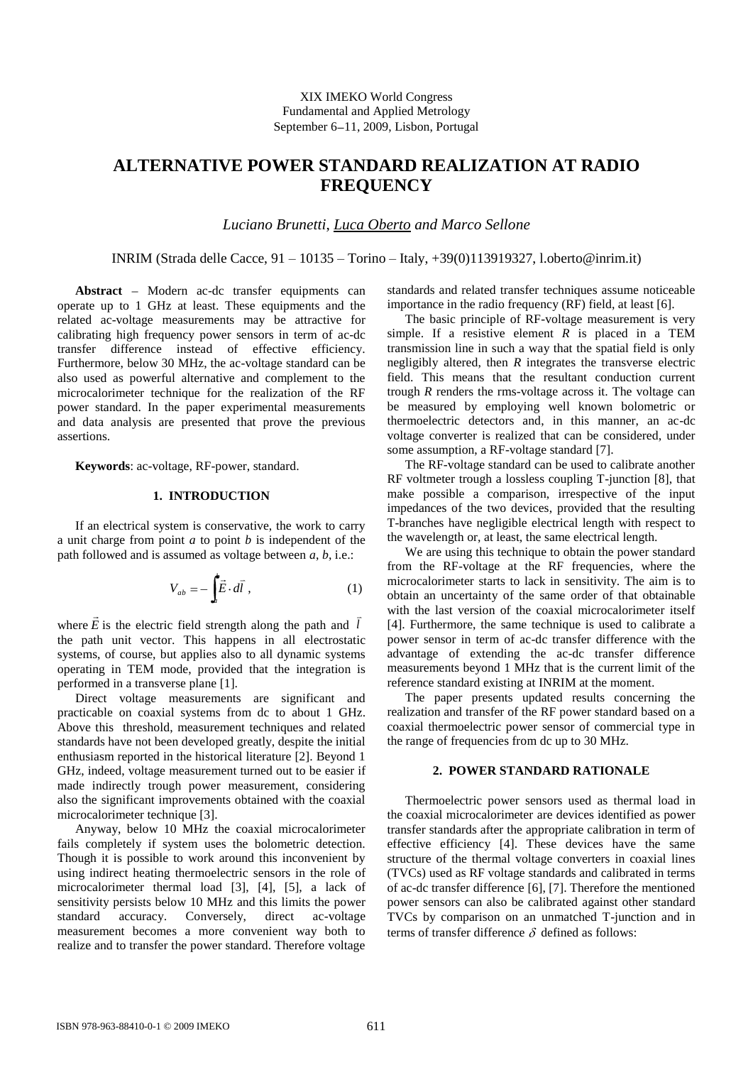XIX IMEKO World Congress
Fundamental and Applied Metrology
September 6–11, 2009, Lisbon, Portugal

# ALTERNATIVE POWER STANDARD REALIZATION AT RADIO FREQUENCY

*Luciano Brunetti, Luca Oberto and Marco Sellone*

INRIM (Strada delle Cacce, 91 – 10135 – Torino – Italy, +39(0)113919327, l.oberto@inrim.it)

**Abstract** – Modern ac-dc transfer equipments can operate up to 1 GHz at least. These equipments and the related ac-voltage measurements may be attractive for calibrating high frequency power sensors in term of ac-dc transfer difference instead of effective efficiency. Furthermore, below 30 MHz, the ac-voltage standard can be also used as powerful alternative and complement to the microcalorimeter technique for the realization of the RF power standard. In the paper experimental measurements and data analysis are presented that prove the previous assertions.

**Keywords**: ac-voltage, RF-power, standard.

## 1. INTRODUCTION

If an electrical system is conservative, the work to carry a unit charge from point *a* to point *b* is independent of the path followed and is assumed as voltage between *a*, *b*, i.e.:

$$V_{ab} = -\int_{a}^{b} \vec{E} \cdot d\vec{l}\,, \qquad (1)$$

where $\vec{E}$ is the electric field strength along the path and $\vec{l}$ the path unit vector. This happens in all electrostatic systems, of course, but applies also to all dynamic systems operating in TEM mode, provided that the integration is performed in a transverse plane [1].

Direct voltage measurements are significant and practicable on coaxial systems from dc to about 1 GHz. Above this threshold, measurement techniques and related standards have not been developed greatly, despite the initial enthusiasm reported in the historical literature [2]. Beyond 1 GHz, indeed, voltage measurement turned out to be easier if made indirectly trough power measurement, considering also the significant improvements obtained with the coaxial microcalorimeter technique [3].

Anyway, below 10 MHz the coaxial microcalorimeter fails completely if system uses the bolometric detection. Though it is possible to work around this inconvenient by using indirect heating thermoelectric sensors in the role of microcalorimeter thermal load [3], [4], [5], a lack of sensitivity persists below 10 MHz and this limits the power standard accuracy. Conversely, direct ac-voltage measurement becomes a more convenient way both to realize and to transfer the power standard. Therefore voltage standards and related transfer techniques assume noticeable importance in the radio frequency (RF) field, at least [6].

The basic principle of RF-voltage measurement is very simple. If a resistive element *R* is placed in a TEM transmission line in such a way that the spatial field is only negligibly altered, then *R* integrates the transverse electric field. This means that the resultant conduction current trough *R* renders the rms-voltage across it. The voltage can be measured by employing well known bolometric or thermoelectric detectors and, in this manner, an ac-dc voltage converter is realized that can be considered, under some assumption, a RF-voltage standard [7].

The RF-voltage standard can be used to calibrate another RF voltmeter trough a lossless coupling T-junction [8], that make possible a comparison, irrespective of the input impedances of the two devices, provided that the resulting T-branches have negligible electrical length with respect to the wavelength or, at least, the same electrical length.

We are using this technique to obtain the power standard from the RF-voltage at the RF frequencies, where the microcalorimeter starts to lack in sensitivity. The aim is to obtain an uncertainty of the same order of that obtainable with the last version of the coaxial microcalorimeter itself [4]. Furthermore, the same technique is used to calibrate a power sensor in term of ac-dc transfer difference with the advantage of extending the ac-dc transfer difference measurements beyond 1 MHz that is the current limit of the reference standard existing at INRIM at the moment.

The paper presents updated results concerning the realization and transfer of the RF power standard based on a coaxial thermoelectric power sensor of commercial type in the range of frequencies from dc up to 30 MHz.

## 2. POWER STANDARD RATIONALE

Thermoelectric power sensors used as thermal load in the coaxial microcalorimeter are devices identified as power transfer standards after the appropriate calibration in term of effective efficiency [4]. These devices have the same structure of the thermal voltage converters in coaxial lines (TVCs) used as RF voltage standards and calibrated in terms of ac-dc transfer difference [6], [7]. Therefore the mentioned power sensors can also be calibrated against other standard TVCs by comparison on an unmatched T-junction and in terms of transfer difference $\delta$ defined as follows: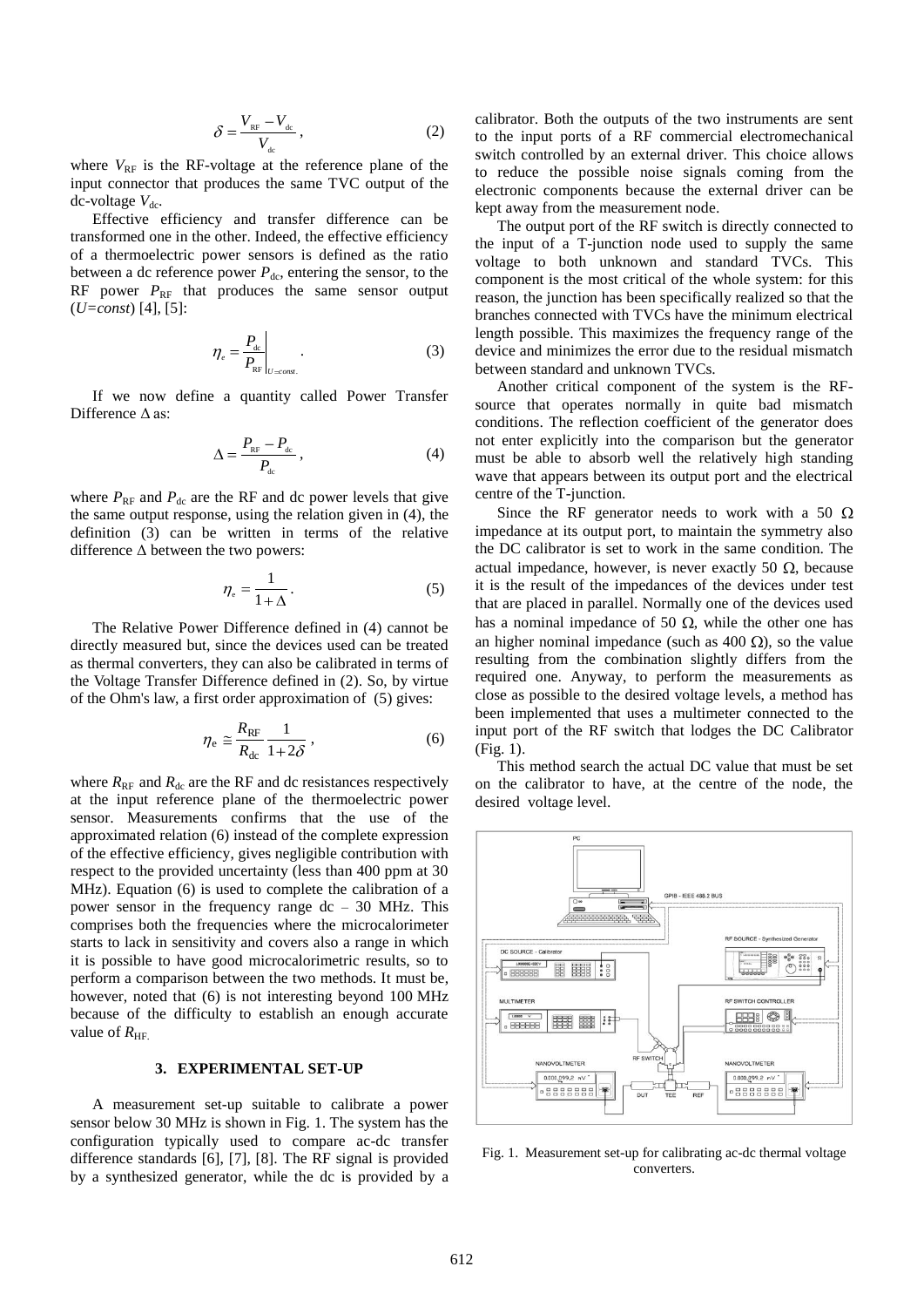$$\delta = \frac{V_{\mathrm{RF}} - V_{\mathrm{dc}}}{V_{\mathrm{dc}}}\,, \tag{2}$$

where $V_{\mathrm{RF}}$ is the RF-voltage at the reference plane of the input connector that produces the same TVC output of the dc-voltage $V_{\mathrm{dc}}$.

Effective efficiency and transfer difference can be transformed one in the other. Indeed, the effective efficiency of a thermoelectric power sensors is defined as the ratio between a dc reference power $P_{\mathrm{dc}}$, entering the sensor, to the RF power $P_{\mathrm{RF}}$ that produces the same sensor output (*U=const*) [4], [5]:

$$\eta_e = \left.\frac{P_{\mathrm{dc}}}{P_{\mathrm{RF}}}\right|_{U=const.}. \tag{3}$$

If we now define a quantity called Power Transfer Difference $\Delta$ as:

$$\Delta = \frac{P_{\mathrm{RF}} - P_{\mathrm{dc}}}{P_{\mathrm{dc}}}\,, \tag{4}$$

where $P_{\mathrm{RF}}$ and $P_{\mathrm{dc}}$ are the RF and dc power levels that give the same output response, using the relation given in (4), the definition (3) can be written in terms of the relative difference $\Delta$ between the two powers:

$$\eta_e = \frac{1}{1+\Delta}\,. \tag{5}$$

The Relative Power Difference defined in (4) cannot be directly measured but, since the devices used can be treated as thermal converters, they can also be calibrated in terms of the Voltage Transfer Difference defined in (2). So, by virtue of the Ohm's law, a first order approximation of (5) gives:

$$\eta_{\mathrm{e}} \cong \frac{R_{\mathrm{RF}}}{R_{\mathrm{dc}}} \frac{1}{1+2\delta}\,, \tag{6}$$

where $R_{\mathrm{RF}}$ and $R_{\mathrm{dc}}$ are the RF and dc resistances respectively at the input reference plane of the thermoelectric power sensor. Measurements confirms that the use of the approximated relation (6) instead of the complete expression of the effective efficiency, gives negligible contribution with respect to the provided uncertainty (less than 400 ppm at 30 MHz). Equation (6) is used to complete the calibration of a power sensor in the frequency range dc – 30 MHz. This comprises both the frequencies where the microcalorimeter starts to lack in sensitivity and covers also a range in which it is possible to have good microcalorimetric results, so to perform a comparison between the two methods. It must be, however, noted that (6) is not interesting beyond 100 MHz because of the difficulty to establish an enough accurate value of $R_{\mathrm{HF.}}$

## 3. EXPERIMENTAL SET-UP

A measurement set-up suitable to calibrate a power sensor below 30 MHz is shown in Fig. 1. The system has the configuration typically used to compare ac-dc transfer difference standards [6], [7], [8]. The RF signal is provided by a synthesized generator, while the dc is provided by a calibrator. Both the outputs of the two instruments are sent to the input ports of a RF commercial electromechanical switch controlled by an external driver. This choice allows to reduce the possible noise signals coming from the electronic components because the external driver can be kept away from the measurement node.

The output port of the RF switch is directly connected to the input of a T-junction node used to supply the same voltage to both unknown and standard TVCs. This component is the most critical of the whole system: for this reason, the junction has been specifically realized so that the branches connected with TVCs have the minimum electrical length possible. This maximizes the frequency range of the device and minimizes the error due to the residual mismatch between standard and unknown TVCs.

Another critical component of the system is the RF-source that operates normally in quite bad mismatch conditions. The reflection coefficient of the generator does not enter explicitly into the comparison but the generator must be able to absorb well the relatively high standing wave that appears between its output port and the electrical centre of the T-junction.

Since the RF generator needs to work with a 50 Ω impedance at its output port, to maintain the symmetry also the DC calibrator is set to work in the same condition. The actual impedance, however, is never exactly 50 Ω, because it is the result of the impedances of the devices under test that are placed in parallel. Normally one of the devices used has a nominal impedance of 50 Ω, while the other one has an higher nominal impedance (such as 400 Ω), so the value resulting from the combination slightly differs from the required one. Anyway, to perform the measurements as close as possible to the desired voltage levels, a method has been implemented that uses a multimeter connected to the input port of the RF switch that lodges the DC Calibrator (Fig. 1).

This method search the actual DC value that must be set on the calibrator to have, at the centre of the node, the desired voltage level.

Fig. 1. Measurement set-up for calibrating ac-dc thermal voltage converters.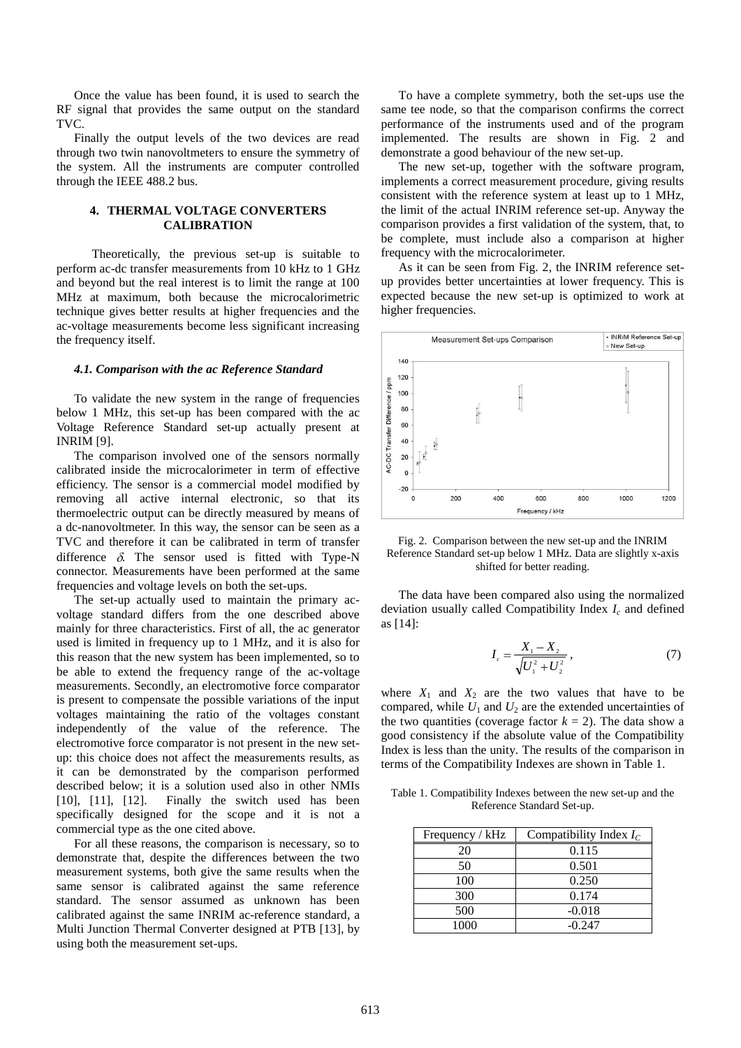Once the value has been found, it is used to search the RF signal that provides the same output on the standard TVC.

Finally the output levels of the two devices are read through two twin nanovoltmeters to ensure the symmetry of the system. All the instruments are computer controlled through the IEEE 488.2 bus.

## 4. THERMAL VOLTAGE CONVERTERS CALIBRATION

Theoretically, the previous set-up is suitable to perform ac-dc transfer measurements from 10 kHz to 1 GHz and beyond but the real interest is to limit the range at 100 MHz at maximum, both because the microcalorimetric technique gives better results at higher frequencies and the ac-voltage measurements become less significant increasing the frequency itself.

### *4.1. Comparison with the ac Reference Standard*

To validate the new system in the range of frequencies below 1 MHz, this set-up has been compared with the ac Voltage Reference Standard set-up actually present at INRIM [9].

The comparison involved one of the sensors normally calibrated inside the microcalorimeter in term of effective efficiency. The sensor is a commercial model modified by removing all active internal electronic, so that its thermoelectric output can be directly measured by means of a dc-nanovoltmeter. In this way, the sensor can be seen as a TVC and therefore it can be calibrated in term of transfer difference $\delta$. The sensor used is fitted with Type-N connector. Measurements have been performed at the same frequencies and voltage levels on both the set-ups.

The set-up actually used to maintain the primary ac-voltage standard differs from the one described above mainly for three characteristics. First of all, the ac generator used is limited in frequency up to 1 MHz, and it is also for this reason that the new system has been implemented, so to be able to extend the frequency range of the ac-voltage measurements. Secondly, an electromotive force comparator is present to compensate the possible variations of the input voltages maintaining the ratio of the voltages constant independently of the value of the reference. The electromotive force comparator is not present in the new set-up: this choice does not affect the measurements results, as it can be demonstrated by the comparison performed described below; it is a solution used also in other NMIs [10], [11], [12]. Finally the switch used has been specifically designed for the scope and it is not a commercial type as the one cited above.

For all these reasons, the comparison is necessary, so to demonstrate that, despite the differences between the two measurement systems, both give the same results when the same sensor is calibrated against the same reference standard. The sensor assumed as unknown has been calibrated against the same INRIM ac-reference standard, a Multi Junction Thermal Converter designed at PTB [13], by using both the measurement set-ups.

To have a complete symmetry, both the set-ups use the same tee node, so that the comparison confirms the correct performance of the instruments used and of the program implemented. The results are shown in Fig. 2 and demonstrate a good behaviour of the new set-up.

The new set-up, together with the software program, implements a correct measurement procedure, giving results consistent with the reference system at least up to 1 MHz, the limit of the actual INRIM reference set-up. Anyway the comparison provides a first validation of the system, that, to be complete, must include also a comparison at higher frequency with the microcalorimeter.

As it can be seen from Fig. 2, the INRIM reference set-up provides better uncertainties at lower frequency. This is expected because the new set-up is optimized to work at higher frequencies.

Fig. 2. Comparison between the new set-up and the INRIM Reference Standard set-up below 1 MHz. Data are slightly x-axis shifted for better reading.

The data have been compared also using the normalized deviation usually called Compatibility Index $I_c$ and defined as [14]:

$$I_c = \frac{X_1 - X_2}{\sqrt{U_1^2 + U_2^2}}, \tag{7}$$

where $X_1$ and $X_2$ are the two values that have to be compared, while $U_1$ and $U_2$ are the extended uncertainties of the two quantities (coverage factor $k = 2$). The data show a good consistency if the absolute value of the Compatibility Index is less than the unity. The results of the comparison in terms of the Compatibility Indexes are shown in Table 1.

Table 1. Compatibility Indexes between the new set-up and the Reference Standard Set-up.

| Frequency / kHz | Compatibility Index $I_C$ |
|---|---|
| 20 | 0.115 |
| 50 | 0.501 |
| 100 | 0.250 |
| 300 | 0.174 |
| 500 | -0.018 |
| 1000 | -0.247 |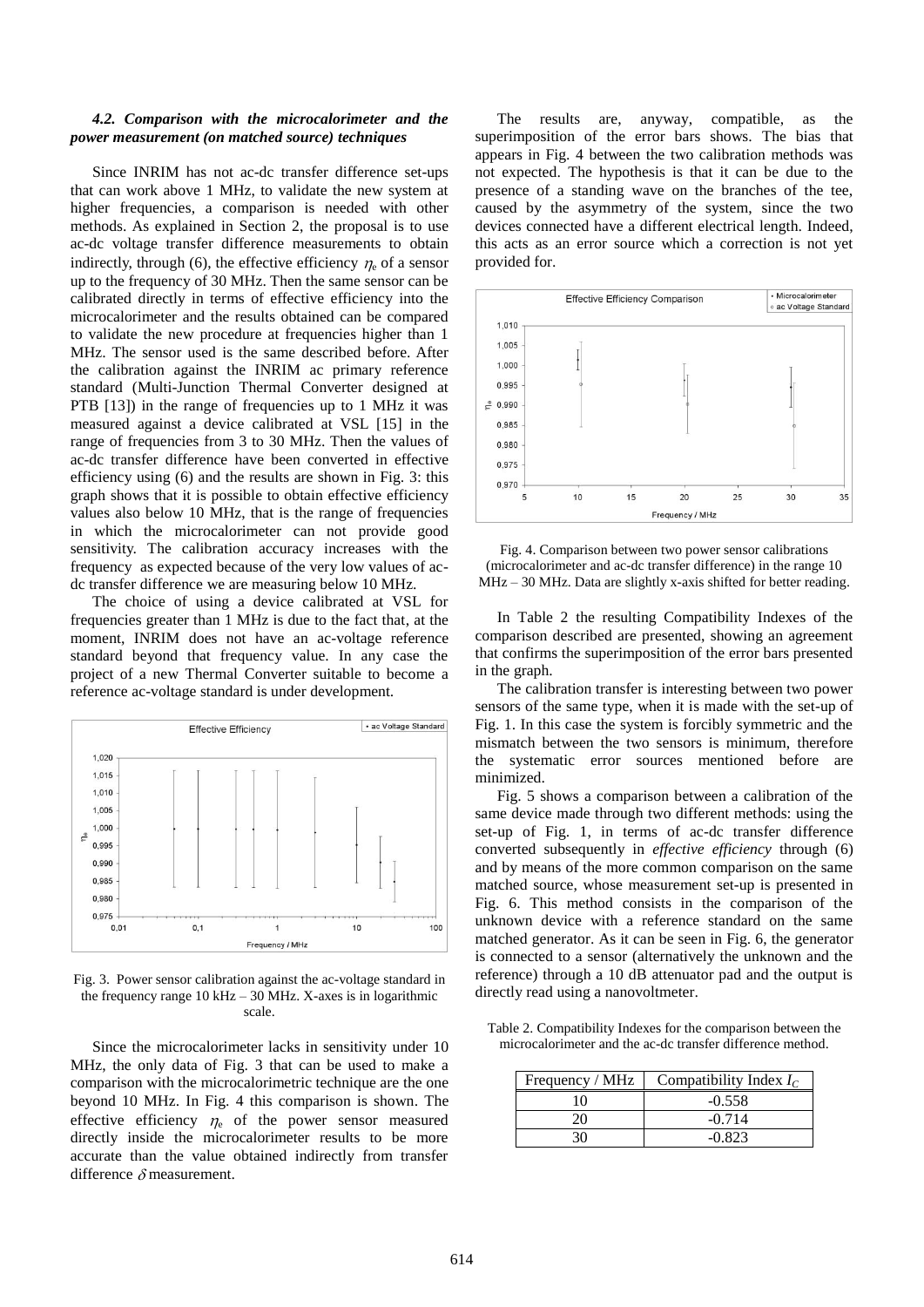### *4.2. Comparison with the microcalorimeter and the power measurement (on matched source) techniques*

Since INRIM has not ac-dc transfer difference set-ups that can work above 1 MHz, to validate the new system at higher frequencies, a comparison is needed with other methods. As explained in Section 2, the proposal is to use ac-dc voltage transfer difference measurements to obtain indirectly, through (6), the effective efficiency $\eta_e$ of a sensor up to the frequency of 30 MHz. Then the same sensor can be calibrated directly in terms of effective efficiency into the microcalorimeter and the results obtained can be compared to validate the new procedure at frequencies higher than 1 MHz. The sensor used is the same described before. After the calibration against the INRIM ac primary reference standard (Multi-Junction Thermal Converter designed at PTB [13]) in the range of frequencies up to 1 MHz it was measured against a device calibrated at VSL [15] in the range of frequencies from 3 to 30 MHz. Then the values of ac-dc transfer difference have been converted in effective efficiency using (6) and the results are shown in Fig. 3: this graph shows that it is possible to obtain effective efficiency values also below 10 MHz, that is the range of frequencies in which the microcalorimeter can not provide good sensitivity. The calibration accuracy increases with the frequency as expected because of the very low values of ac-dc transfer difference we are measuring below 10 MHz.

The choice of using a device calibrated at VSL for frequencies greater than 1 MHz is due to the fact that, at the moment, INRIM does not have an ac-voltage reference standard beyond that frequency value. In any case the project of a new Thermal Converter suitable to become a reference ac-voltage standard is under development.

Fig. 3. Power sensor calibration against the ac-voltage standard in the frequency range 10 kHz – 30 MHz. X-axes is in logarithmic scale.

Since the microcalorimeter lacks in sensitivity under 10 MHz, the only data of Fig. 3 that can be used to make a comparison with the microcalorimetric technique are the one beyond 10 MHz. In Fig. 4 this comparison is shown. The effective efficiency $\eta_e$ of the power sensor measured directly inside the microcalorimeter results to be more accurate than the value obtained indirectly from transfer difference $\delta$ measurement.

The results are, anyway, compatible, as the superimposition of the error bars shows. The bias that appears in Fig. 4 between the two calibration methods was not expected. The hypothesis is that it can be due to the presence of a standing wave on the branches of the tee, caused by the asymmetry of the system, since the two devices connected have a different electrical length. Indeed, this acts as an error source which a correction is not yet provided for.

Fig. 4. Comparison between two power sensor calibrations (microcalorimeter and ac-dc transfer difference) in the range 10 MHz – 30 MHz. Data are slightly x-axis shifted for better reading.

In Table 2 the resulting Compatibility Indexes of the comparison described are presented, showing an agreement that confirms the superimposition of the error bars presented in the graph.

The calibration transfer is interesting between two power sensors of the same type, when it is made with the set-up of Fig. 1. In this case the system is forcibly symmetric and the mismatch between the two sensors is minimum, therefore the systematic error sources mentioned before are minimized.

Fig. 5 shows a comparison between a calibration of the same device made through two different methods: using the set-up of Fig. 1, in terms of ac-dc transfer difference converted subsequently in *effective efficiency* through (6) and by means of the more common comparison on the same matched source, whose measurement set-up is presented in Fig. 6. This method consists in the comparison of the unknown device with a reference standard on the same matched generator. As it can be seen in Fig. 6, the generator is connected to a sensor (alternatively the unknown and the reference) through a 10 dB attenuator pad and the output is directly read using a nanovoltmeter.

Table 2. Compatibility Indexes for the comparison between the microcalorimeter and the ac-dc transfer difference method.

| Frequency / MHz | Compatibility Index $I_C$ |
|---|---|
| 10 | -0.558 |
| 20 | -0.714 |
| 30 | -0.823 |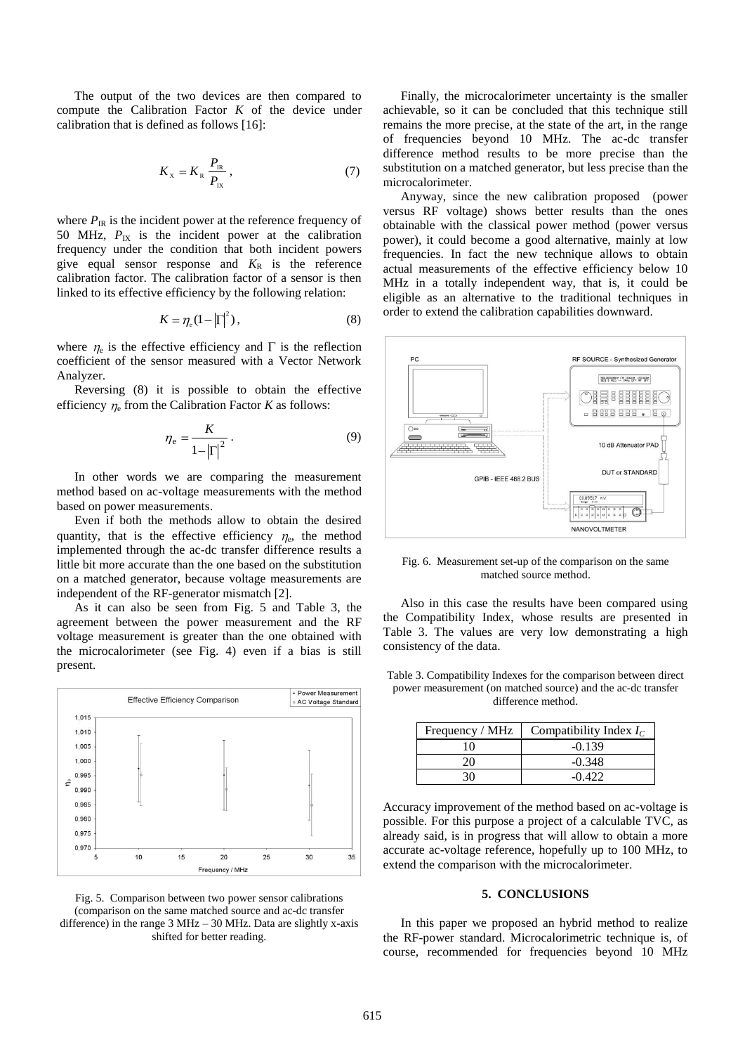The output of the two devices are then compared to compute the Calibration Factor $K$ of the device under calibration that is defined as follows [16]:

$$K_{\mathrm{X}} = K_{\mathrm{R}} \frac{P_{\mathrm{IR}}}{P_{\mathrm{IX}}}, \tag{7}$$

where $P_{\mathrm{IR}}$ is the incident power at the reference frequency of 50 MHz, $P_{\mathrm{IX}}$ is the incident power at the calibration frequency under the condition that both incident powers give equal sensor response and $K_{\mathrm{R}}$ is the reference calibration factor. The calibration factor of a sensor is then linked to its effective efficiency by the following relation:

$$K = \eta_e (1 - |\Gamma|^2), \tag{8}$$

where $\eta_e$ is the effective efficiency and $\Gamma$ is the reflection coefficient of the sensor measured with a Vector Network Analyzer.

Reversing (8) it is possible to obtain the effective efficiency $\eta_e$ from the Calibration Factor $K$ as follows:

$$\eta_e = \frac{K}{1 - |\Gamma|^2}. \tag{9}$$

In other words we are comparing the measurement method based on ac-voltage measurements with the method based on power measurements.

Even if both the methods allow to obtain the desired quantity, that is the effective efficiency $\eta_e$, the method implemented through the ac-dc transfer difference results a little bit more accurate than the one based on the substitution on a matched generator, because voltage measurements are independent of the RF-generator mismatch [2].

As it can also be seen from Fig. 5 and Table 3, the agreement between the power measurement and the RF voltage measurement is greater than the one obtained with the microcalorimeter (see Fig. 4) even if a bias is still present.

Fig. 5. Comparison between two power sensor calibrations (comparison on the same matched source and ac-dc transfer difference) in the range 3 MHz – 30 MHz. Data are slightly x-axis shifted for better reading.

Finally, the microcalorimeter uncertainty is the smaller achievable, so it can be concluded that this technique still remains the more precise, at the state of the art, in the range of frequencies beyond 10 MHz. The ac-dc transfer difference method results to be more precise than the substitution on a matched generator, but less precise than the microcalorimeter.

Anyway, since the new calibration proposed (power versus RF voltage) shows better results than the ones obtainable with the classical power method (power versus power), it could become a good alternative, mainly at low frequencies. In fact the new technique allows to obtain actual measurements of the effective efficiency below 10 MHz in a totally independent way, that is, it could be eligible as an alternative to the traditional techniques in order to extend the calibration capabilities downward.

Fig. 6. Measurement set-up of the comparison on the same matched source method.

Also in this case the results have been compared using the Compatibility Index, whose results are presented in Table 3. The values are very low demonstrating a high consistency of the data.

Table 3. Compatibility Indexes for the comparison between direct power measurement (on matched source) and the ac-dc transfer difference method.

| Frequency / MHz | Compatibility Index $I_C$ |
|---|---|
| 10 | -0.139 |
| 20 | -0.348 |
| 30 | -0.422 |

Accuracy improvement of the method based on ac-voltage is possible. For this purpose a project of a calculable TVC, as already said, is in progress that will allow to obtain a more accurate ac-voltage reference, hopefully up to 100 MHz, to extend the comparison with the microcalorimeter.

## 5. CONCLUSIONS

In this paper we proposed an hybrid method to realize the RF-power standard. Microcalorimetric technique is, of course, recommended for frequencies beyond 10 MHz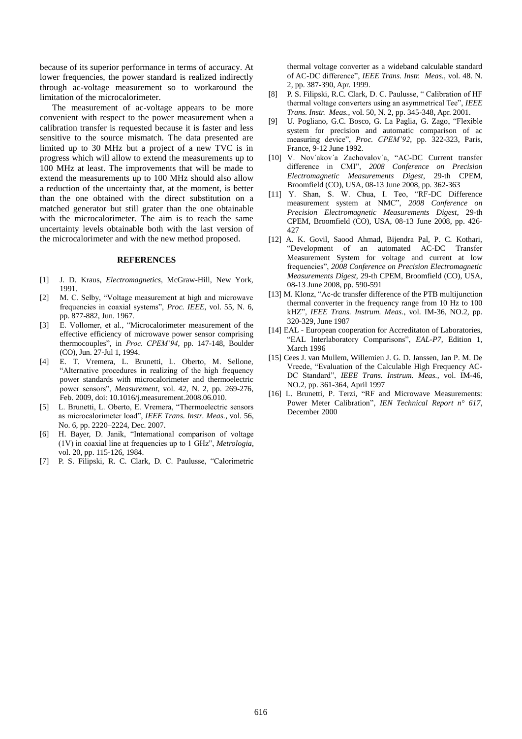because of its superior performance in terms of accuracy. At lower frequencies, the power standard is realized indirectly through ac-voltage measurement so to workaround the limitation of the microcalorimeter.

The measurement of ac-voltage appears to be more convenient with respect to the power measurement when a calibration transfer is requested because it is faster and less sensitive to the source mismatch. The data presented are limited up to 30 MHz but a project of a new TVC is in progress which will allow to extend the measurements up to 100 MHz at least. The improvements that will be made to extend the measurements up to 100 MHz should also allow a reduction of the uncertainty that, at the moment, is better than the one obtained with the direct substitution on a matched generator but still grater than the one obtainable with the microcalorimeter. The aim is to reach the same uncertainty levels obtainable both with the last version of the microcalorimeter and with the new method proposed.

## REFERENCES

[1] J. D. Kraus, *Electromagnetics*, McGraw-Hill, New York, 1991.

[2] M. C. Selby, "Voltage measurement at high and microwave frequencies in coaxial systems", *Proc. IEEE*, vol. 55, N. 6, pp. 877-882, Jun. 1967.

[3] E. Vollomer, et al., "Microcalorimeter measurement of the effective efficiency of microwave power sensor comprising thermocouples", in *Proc. CPEM'94*, pp. 147-148, Boulder (CO), Jun. 27-Jul 1, 1994.

[4] E. T. Vremera, L. Brunetti, L. Oberto, M. Sellone, "Alternative procedures in realizing of the high frequency power standards with microcalorimeter and thermoelectric power sensors", *Measurement*, vol. 42, N. 2, pp. 269-276, Feb. 2009, doi: 10.1016/j.measurement.2008.06.010.

[5] L. Brunetti, L. Oberto, E. Vremera, "Thermoelectric sensors as microcalorimeter load", *IEEE Trans. Instr. Meas.*, vol. 56, No. 6, pp. 2220–2224, Dec. 2007.

[6] H. Bayer, D. Janik, "International comparison of voltage (1V) in coaxial line at frequencies up to 1 GHz", *Metrologia*, vol. 20, pp. 115-126, 1984.

[7] P. S. Filipski, R. C. Clark, D. C. Paulusse, "Calorimetric thermal voltage converter as a wideband calculable standard of AC-DC difference", *IEEE Trans. Instr. Meas.*, vol. 48. N. 2, pp. 387-390, Apr. 1999.

[8] P. S. Filipski, R.C. Clark, D. C. Paulusse, " Calibration of HF thermal voltage converters using an asymmetrical Tee", *IEEE Trans. Instr. Meas.*, vol. 50, N. 2, pp. 345-348, Apr. 2001.

[9] U. Pogliano, G.C. Bosco, G. La Paglia, G. Zago, "Flexible system for precision and automatic comparison of ac measuring device", *Proc. CPEM'92*, pp. 322-323, Paris, France, 9-12 June 1992.

[10] V. Nov´akov´a Zachovalov´a, "AC-DC Current transfer difference in CMI", *2008 Conference on Precision Electromagnetic Measurements Digest*, 29-th CPEM, Broomfield (CO), USA, 08-13 June 2008, pp. 362-363

[11] Y. Shan, S. W. Chua, I. Teo, "RF-DC Difference measurement system at NMC", *2008 Conference on Precision Electromagnetic Measurements Digest*, 29-th CPEM, Broomfield (CO), USA, 08-13 June 2008, pp. 426-427

[12] A. K. Govil, Saood Ahmad, Bijendra Pal, P. C. Kothari, "Development of an automated AC-DC Transfer Measurement System for voltage and current at low frequencies", *2008 Conference on Precision Electromagnetic Measurements Digest*, 29-th CPEM, Broomfield (CO), USA, 08-13 June 2008, pp. 590-591

[13] M. Klonz, "Ac-dc transfer difference of the PTB multijunction thermal converter in the frequency range from 10 Hz to 100 kHZ", *IEEE Trans. Instrum. Meas.*, vol. IM-36, NO.2, pp. 320-329, June 1987

[14] EAL - European cooperation for Accreditaton of Laboratories, "EAL Interlaboratory Comparisons", *EAL-P7*, Edition 1, March 1996

[15] Cees J. van Mullem, Willemien J. G. D. Janssen, Jan P. M. De Vreede, "Evaluation of the Calculable High Frequency AC-DC Standard", *IEEE Trans. Instrum. Meas.*, vol. IM-46, NO.2, pp. 361-364, April 1997

[16] L. Brunetti, P. Terzi, "RF and Microwave Measurements: Power Meter Calibration", *IEN Technical Report n° 617*, December 2000